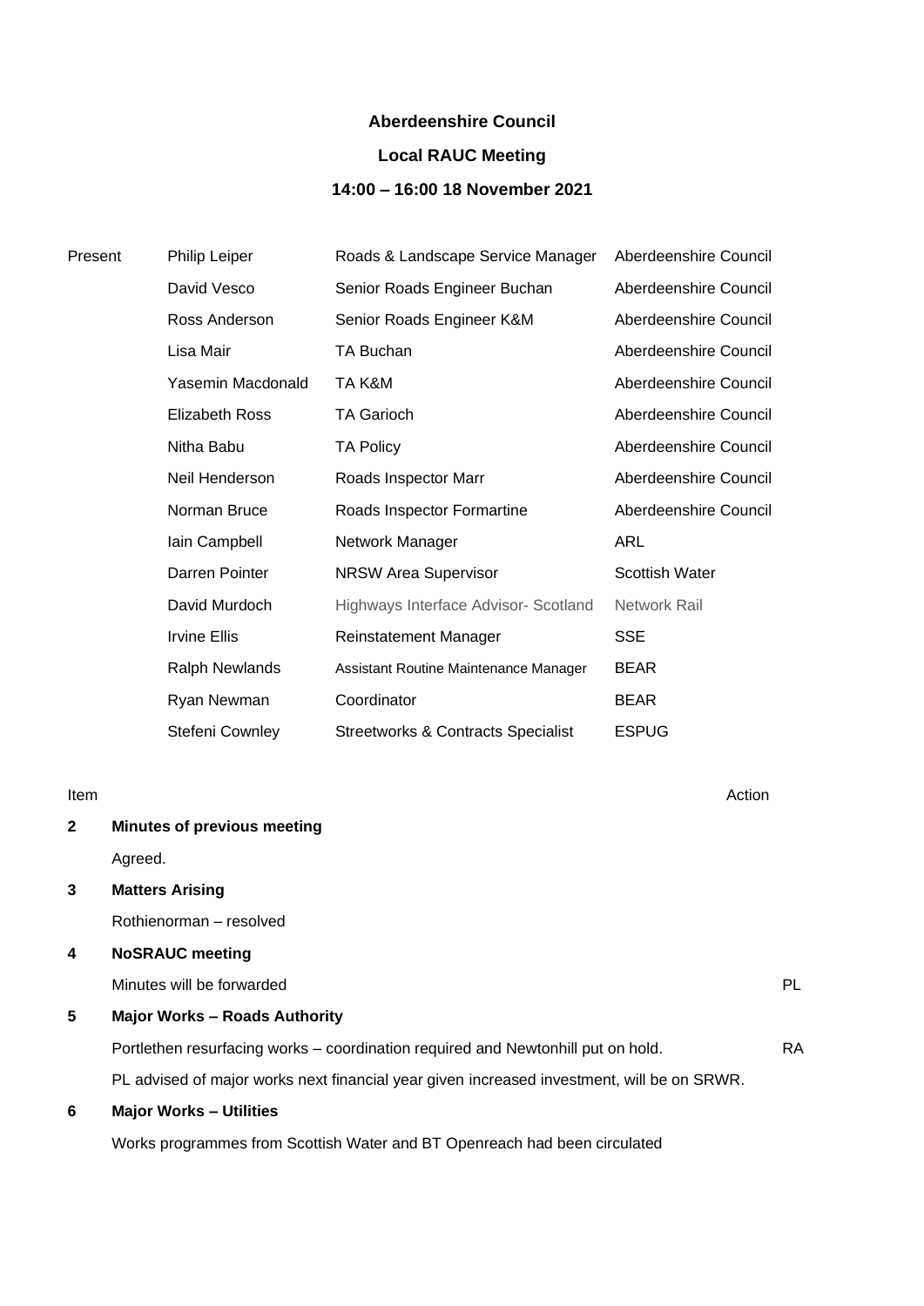**Aberdeenshire Council**

**Local RAUC Meeting**

**14:00 – 16:00 18 November 2021**

| Present | | | |
|---|---|---|---|
| | Philip Leiper | Roads & Landscape Service Manager | Aberdeenshire Council |
| | David Vesco | Senior Roads Engineer Buchan | Aberdeenshire Council |
| | Ross Anderson | Senior Roads Engineer K&M | Aberdeenshire Council |
| | Lisa Mair | TA Buchan | Aberdeenshire Council |
| | Yasemin Macdonald | TA K&M | Aberdeenshire Council |
| | Elizabeth Ross | TA Garioch | Aberdeenshire Council |
| | Nitha Babu | TA Policy | Aberdeenshire Council |
| | Neil Henderson | Roads Inspector Marr | Aberdeenshire Council |
| | Norman Bruce | Roads Inspector Formartine | Aberdeenshire Council |
| | Iain Campbell | Network Manager | ARL |
| | Darren Pointer | NRSW Area Supervisor | Scottish Water |
| | David Murdoch | Highways Interface Advisor- Scotland | Network Rail |
| | Irvine Ellis | Reinstatement Manager | SSE |
| | Ralph Newlands | Assistant Routine Maintenance Manager | BEAR |
| | Ryan Newman | Coordinator | BEAR |
| | Stefeni Cownley | Streetworks & Contracts Specialist | ESPUG |

| Item | | Action |
|---|---|---|
| **2** | **Minutes of previous meeting** | |
| | Agreed. | |
| **3** | **Matters Arising** | |
| | Rothienorman – resolved | |
| **4** | **NoSRAUC meeting** | |
| | Minutes will be forwarded | PL |
| **5** | **Major Works – Roads Authority** | |
| | Portlethen resurfacing works – coordination required and Newtonhill put on hold. | RA |
| | PL advised of major works next financial year given increased investment, will be on SRWR. | |
| **6** | **Major Works – Utilities** | |
| | Works programmes from Scottish Water and BT Openreach had been circulated | |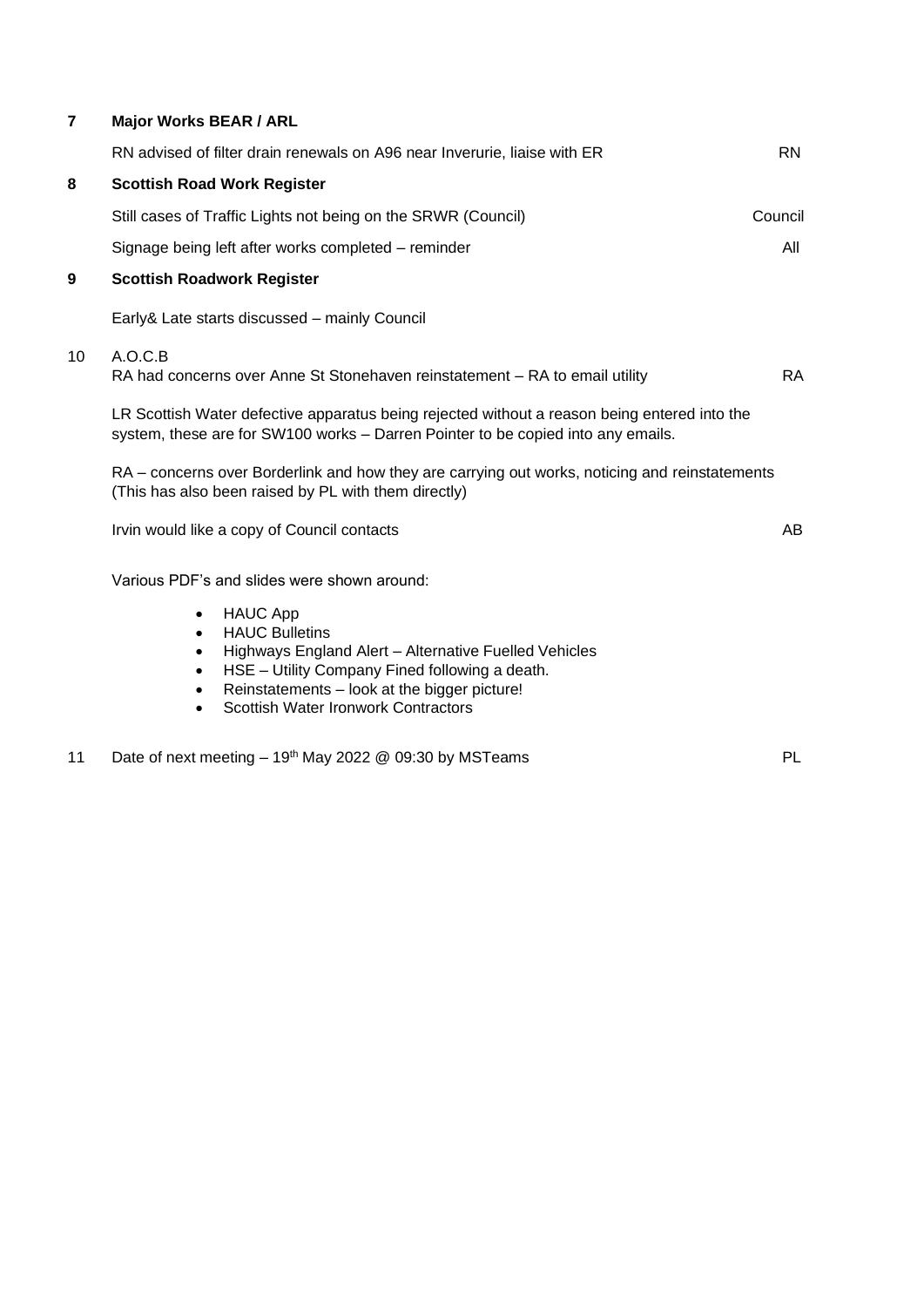**7 Major Works BEAR / ARL**

| | | |
|---|---|---|
| | RN advised of filter drain renewals on A96 near Inverurie, liaise with ER | RN |

**8 Scottish Road Work Register**

| | | |
|---|---|---|
| | Still cases of Traffic Lights not being on the SRWR (Council) | Council |
| | Signage being left after works completed – reminder | All |

**9 Scottish Roadwork Register**

Early& Late starts discussed – mainly Council

10 A.O.C.B

| | | |
|---|---|---|
| | RA had concerns over Anne St Stonehaven reinstatement – RA to email utility | RA |

LR Scottish Water defective apparatus being rejected without a reason being entered into the system, these are for SW100 works – Darren Pointer to be copied into any emails.

RA – concerns over Borderlink and how they are carrying out works, noticing and reinstatements (This has also been raised by PL with them directly)

| | | |
|---|---|---|
| | Irvin would like a copy of Council contacts | AB |

Various PDF's and slides were shown around:

- HAUC App
- HAUC Bulletins
- Highways England Alert – Alternative Fuelled Vehicles
- HSE – Utility Company Fined following a death.
- Reinstatements – look at the bigger picture!
- Scottish Water Ironwork Contractors

| | | |
|---|---|---|
| 11 | Date of next meeting – 19th May 2022 @ 09:30 by MSTeams | PL |